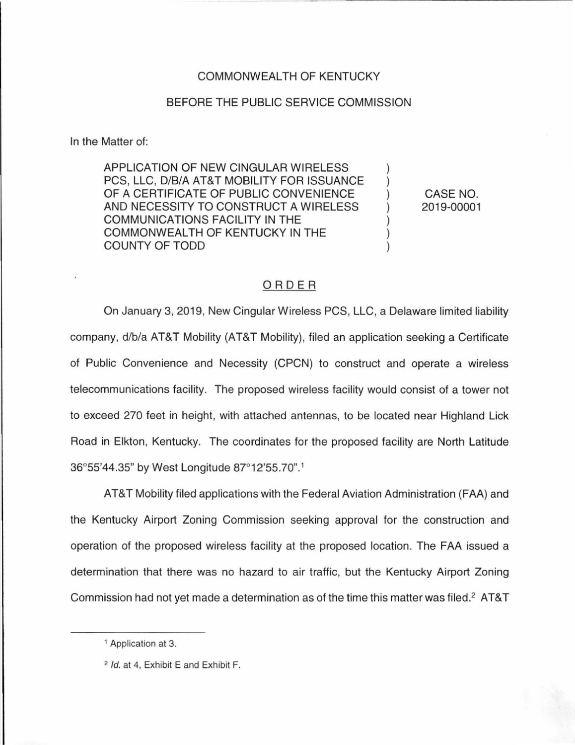COMMONWEALTH OF KENTUCKY

BEFORE THE PUBLIC SERVICE COMMISSION

In the Matter of:

| | | |
|---|---|---|
| APPLICATION OF NEW CINGULAR WIRELESS PCS, LLC, D/B/A AT&T MOBILITY FOR ISSUANCE OF A CERTIFICATE OF PUBLIC CONVENIENCE AND NECESSITY TO CONSTRUCT A WIRELESS COMMUNICATIONS FACILITY IN THE COMMONWEALTH OF KENTUCKY IN THE COUNTY OF TODD | ) | CASE NO. 2019-00001 |

## ORDER

On January 3, 2019, New Cingular Wireless PCS, LLC, a Delaware limited liability company, d/b/a AT&T Mobility (AT&T Mobility), filed an application seeking a Certificate of Public Convenience and Necessity (CPCN) to construct and operate a wireless telecommunications facility. The proposed wireless facility would consist of a tower not to exceed 270 feet in height, with attached antennas, to be located near Highland Lick Road in Elkton, Kentucky. The coordinates for the proposed facility are North Latitude 36°55'44.35" by West Longitude 87°12'55.70".[1]

AT&T Mobility filed applications with the Federal Aviation Administration (FAA) and the Kentucky Airport Zoning Commission seeking approval for the construction and operation of the proposed wireless facility at the proposed location. The FAA issued a determination that there was no hazard to air traffic, but the Kentucky Airport Zoning Commission had not yet made a determination as of the time this matter was filed.[2] AT&T

---

[1] Application at 3.

[2] *Id.* at 4, Exhibit E and Exhibit F.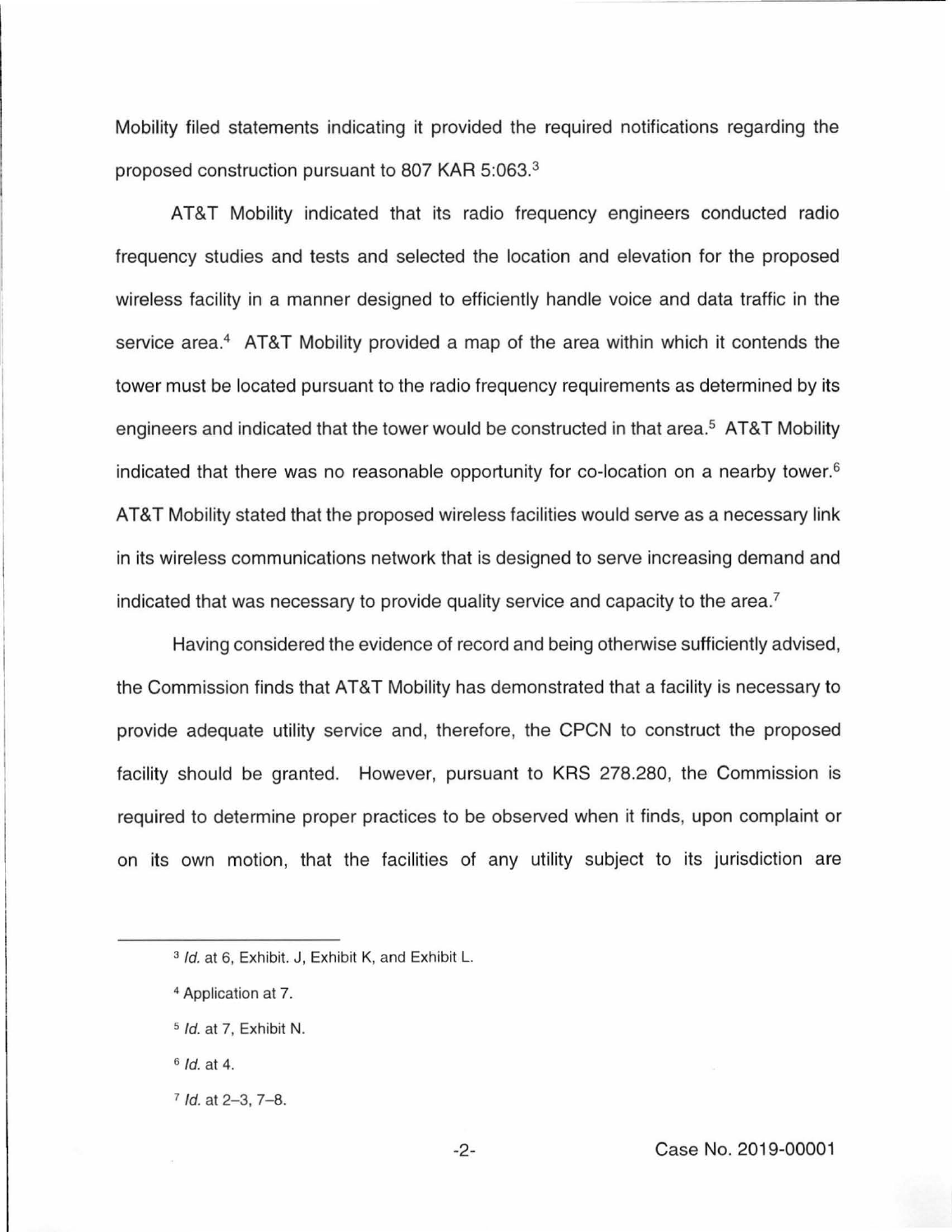Mobility filed statements indicating it provided the required notifications regarding the proposed construction pursuant to 807 KAR 5:063.[3]

AT&T Mobility indicated that its radio frequency engineers conducted radio frequency studies and tests and selected the location and elevation for the proposed wireless facility in a manner designed to efficiently handle voice and data traffic in the service area.[4] AT&T Mobility provided a map of the area within which it contends the tower must be located pursuant to the radio frequency requirements as determined by its engineers and indicated that the tower would be constructed in that area.[5] AT&T Mobility indicated that there was no reasonable opportunity for co-location on a nearby tower.[6] AT&T Mobility stated that the proposed wireless facilities would serve as a necessary link in its wireless communications network that is designed to serve increasing demand and indicated that was necessary to provide quality service and capacity to the area.[7]

Having considered the evidence of record and being otherwise sufficiently advised, the Commission finds that AT&T Mobility has demonstrated that a facility is necessary to provide adequate utility service and, therefore, the CPCN to construct the proposed facility should be granted. However, pursuant to KRS 278.280, the Commission is required to determine proper practices to be observed when it finds, upon complaint or on its own motion, that the facilities of any utility subject to its jurisdiction are

---

[3] *Id.* at 6, Exhibit. J, Exhibit K, and Exhibit L.

[4] Application at 7.

[5] *Id.* at 7, Exhibit N.

[6] *Id.* at 4.

[7] *Id.* at 2–3, 7–8.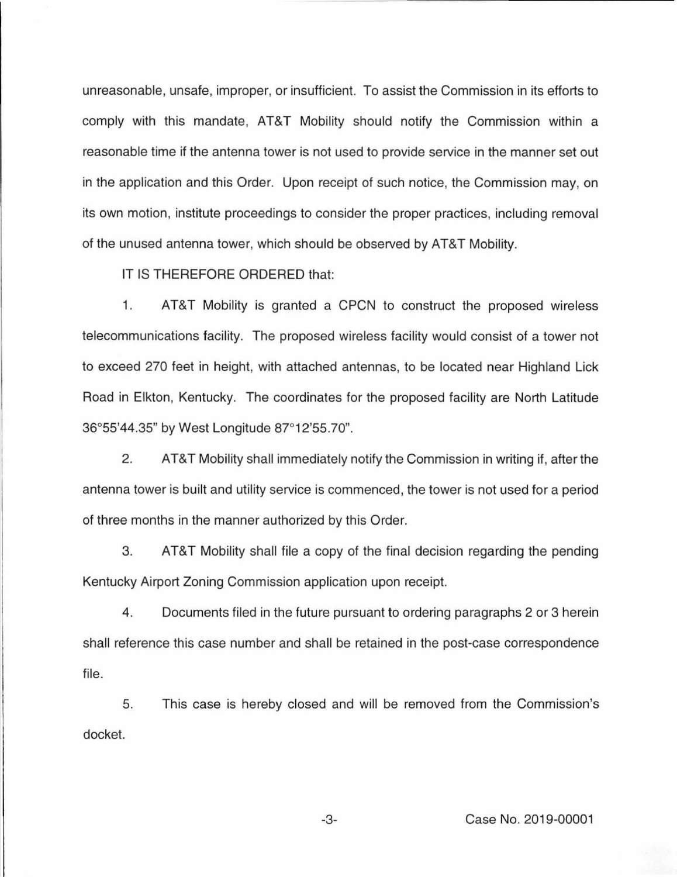unreasonable, unsafe, improper, or insufficient. To assist the Commission in its efforts to comply with this mandate, AT&T Mobility should notify the Commission within a reasonable time if the antenna tower is not used to provide service in the manner set out in the application and this Order. Upon receipt of such notice, the Commission may, on its own motion, institute proceedings to consider the proper practices, including removal of the unused antenna tower, which should be observed by AT&T Mobility.

IT IS THEREFORE ORDERED that:

1. AT&T Mobility is granted a CPCN to construct the proposed wireless telecommunications facility. The proposed wireless facility would consist of a tower not to exceed 270 feet in height, with attached antennas, to be located near Highland Lick Road in Elkton, Kentucky. The coordinates for the proposed facility are North Latitude 36°55'44.35" by West Longitude 87°12'55.70".

2. AT&T Mobility shall immediately notify the Commission in writing if, after the antenna tower is built and utility service is commenced, the tower is not used for a period of three months in the manner authorized by this Order.

3. AT&T Mobility shall file a copy of the final decision regarding the pending Kentucky Airport Zoning Commission application upon receipt.

4. Documents filed in the future pursuant to ordering paragraphs 2 or 3 herein shall reference this case number and shall be retained in the post-case correspondence file.

5. This case is hereby closed and will be removed from the Commission's docket.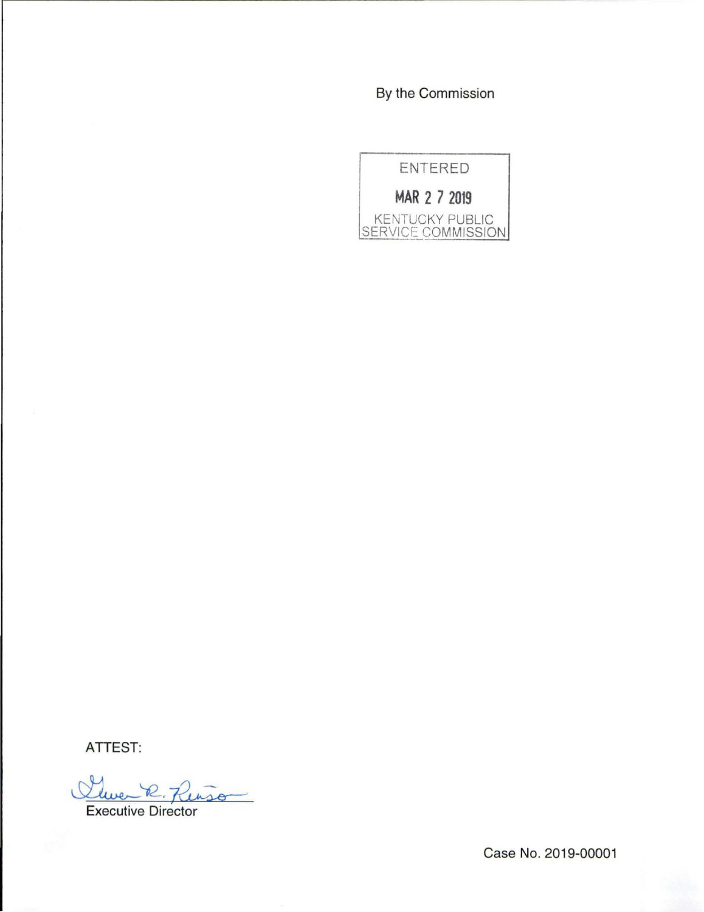By the Commission

ENTERED

MAR 2 7 2019

KENTUCKY PUBLIC SERVICE COMMISSION

ATTEST:

Executive Director

Case No. 2019-00001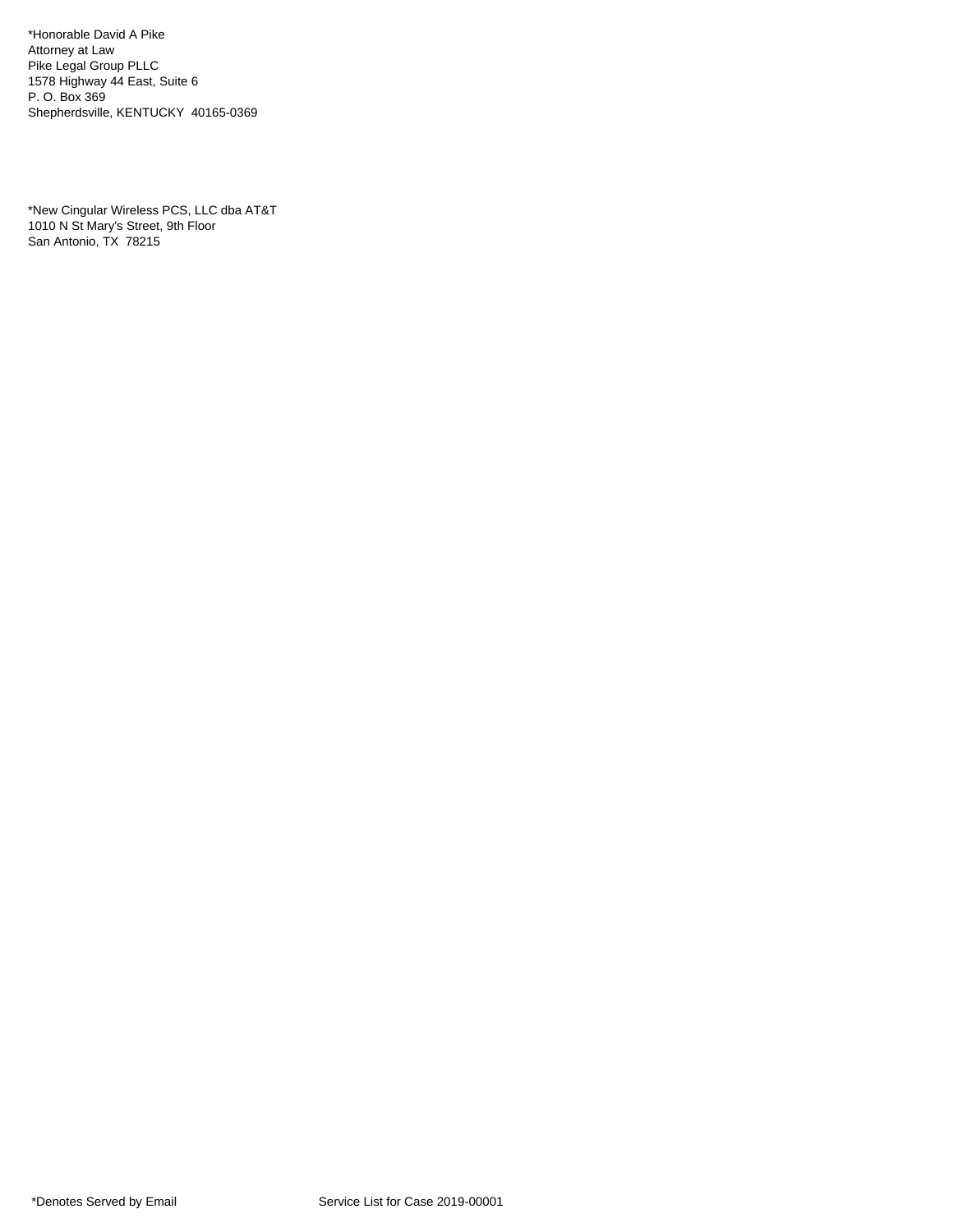*Honorable David A Pike
Attorney at Law
Pike Legal Group PLLC
1578 Highway 44 East, Suite 6
P. O. Box 369
Shepherdsville, KENTUCKY 40165-0369

*New Cingular Wireless PCS, LLC dba AT&T
1010 N St Mary's Street, 9th Floor
San Antonio, TX 78215